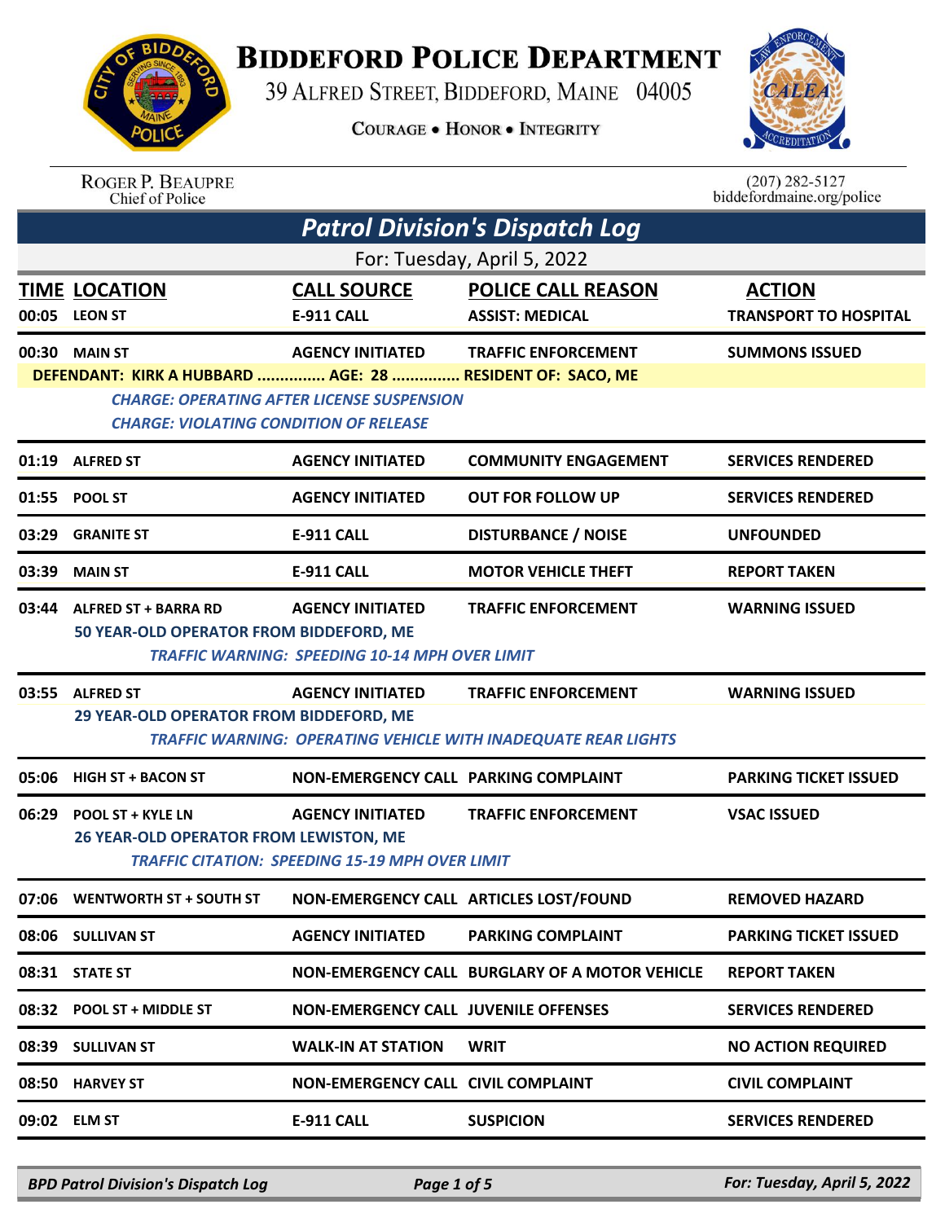# BIDDEFORD POLICE DEPARTMENT

39 ALFRED STREET, BIDDEFORD, MAINE 04005

COURAGE • HONOR • INTEGRITY

ROGER P. BEAUPRE
Chief of Police

(207) 282-5127
biddefordmaine.org/police

## *Patrol Division's Dispatch Log*

For: Tuesday, April 5, 2022

| TIME | LOCATION | CALL SOURCE | POLICE CALL REASON | ACTION |
|---|---|---|---|---|
| 00:05 | LEON ST | E-911 CALL | ASSIST: MEDICAL | TRANSPORT TO HOSPITAL |
| 00:30 | MAIN ST | AGENCY INITIATED | TRAFFIC ENFORCEMENT | SUMMONS ISSUED |
| | DEFENDANT: KIRK A HUBBARD ............... AGE: 28 ............... RESIDENT OF: SACO, ME | | | |
| | *CHARGE: OPERATING AFTER LICENSE SUSPENSION* | | | |
| | *CHARGE: VIOLATING CONDITION OF RELEASE* | | | |
| 01:19 | ALFRED ST | AGENCY INITIATED | COMMUNITY ENGAGEMENT | SERVICES RENDERED |
| 01:55 | POOL ST | AGENCY INITIATED | OUT FOR FOLLOW UP | SERVICES RENDERED |
| 03:29 | GRANITE ST | E-911 CALL | DISTURBANCE / NOISE | UNFOUNDED |
| 03:39 | MAIN ST | E-911 CALL | MOTOR VEHICLE THEFT | REPORT TAKEN |
| 03:44 | ALFRED ST + BARRA RD | AGENCY INITIATED | TRAFFIC ENFORCEMENT | WARNING ISSUED |
| | 50 YEAR-OLD OPERATOR FROM BIDDEFORD, ME | | | |
| | *TRAFFIC WARNING: SPEEDING 10-14 MPH OVER LIMIT* | | | |
| 03:55 | ALFRED ST | AGENCY INITIATED | TRAFFIC ENFORCEMENT | WARNING ISSUED |
| | 29 YEAR-OLD OPERATOR FROM BIDDEFORD, ME | | | |
| | *TRAFFIC WARNING: OPERATING VEHICLE WITH INADEQUATE REAR LIGHTS* | | | |
| 05:06 | HIGH ST + BACON ST | NON-EMERGENCY CALL | PARKING COMPLAINT | PARKING TICKET ISSUED |
| 06:29 | POOL ST + KYLE LN | AGENCY INITIATED | TRAFFIC ENFORCEMENT | VSAC ISSUED |
| | 26 YEAR-OLD OPERATOR FROM LEWISTON, ME | | | |
| | *TRAFFIC CITATION: SPEEDING 15-19 MPH OVER LIMIT* | | | |
| 07:06 | WENTWORTH ST + SOUTH ST | NON-EMERGENCY CALL | ARTICLES LOST/FOUND | REMOVED HAZARD |
| 08:06 | SULLIVAN ST | AGENCY INITIATED | PARKING COMPLAINT | PARKING TICKET ISSUED |
| 08:31 | STATE ST | NON-EMERGENCY CALL | BURGLARY OF A MOTOR VEHICLE | REPORT TAKEN |
| 08:32 | POOL ST + MIDDLE ST | NON-EMERGENCY CALL | JUVENILE OFFENSES | SERVICES RENDERED |
| 08:39 | SULLIVAN ST | WALK-IN AT STATION | WRIT | NO ACTION REQUIRED |
| 08:50 | HARVEY ST | NON-EMERGENCY CALL | CIVIL COMPLAINT | CIVIL COMPLAINT |
| 09:02 | ELM ST | E-911 CALL | SUSPICION | SERVICES RENDERED |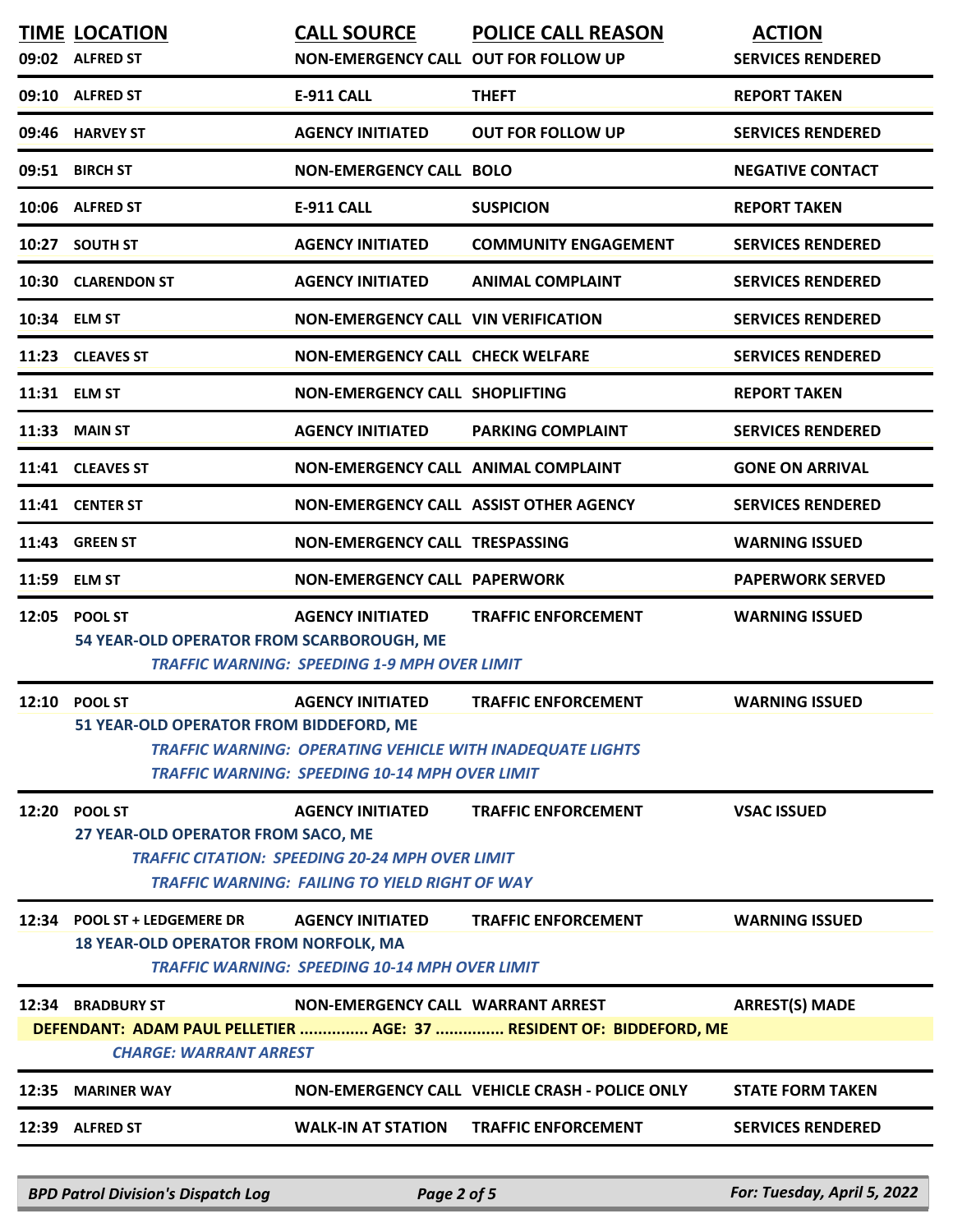| TIME | LOCATION | CALL SOURCE | POLICE CALL REASON | ACTION |
|---|---|---|---|---|
| 09:02 | ALFRED ST | NON-EMERGENCY CALL | OUT FOR FOLLOW UP | SERVICES RENDERED |
| 09:10 | ALFRED ST | E-911 CALL | THEFT | REPORT TAKEN |
| 09:46 | HARVEY ST | AGENCY INITIATED | OUT FOR FOLLOW UP | SERVICES RENDERED |
| 09:51 | BIRCH ST | NON-EMERGENCY CALL | BOLO | NEGATIVE CONTACT |
| 10:06 | ALFRED ST | E-911 CALL | SUSPICION | REPORT TAKEN |
| 10:27 | SOUTH ST | AGENCY INITIATED | COMMUNITY ENGAGEMENT | SERVICES RENDERED |
| 10:30 | CLARENDON ST | AGENCY INITIATED | ANIMAL COMPLAINT | SERVICES RENDERED |
| 10:34 | ELM ST | NON-EMERGENCY CALL | VIN VERIFICATION | SERVICES RENDERED |
| 11:23 | CLEAVES ST | NON-EMERGENCY CALL | CHECK WELFARE | SERVICES RENDERED |
| 11:31 | ELM ST | NON-EMERGENCY CALL | SHOPLIFTING | REPORT TAKEN |
| 11:33 | MAIN ST | AGENCY INITIATED | PARKING COMPLAINT | SERVICES RENDERED |
| 11:41 | CLEAVES ST | NON-EMERGENCY CALL | ANIMAL COMPLAINT | GONE ON ARRIVAL |
| 11:41 | CENTER ST | NON-EMERGENCY CALL | ASSIST OTHER AGENCY | SERVICES RENDERED |
| 11:43 | GREEN ST | NON-EMERGENCY CALL | TRESPASSING | WARNING ISSUED |
| 11:59 | ELM ST | NON-EMERGENCY CALL | PAPERWORK | PAPERWORK SERVED |
| 12:05 | POOL ST | AGENCY INITIATED | TRAFFIC ENFORCEMENT | WARNING ISSUED |
| | 54 YEAR-OLD OPERATOR FROM SCARBOROUGH, ME<br>*TRAFFIC WARNING: SPEEDING 1-9 MPH OVER LIMIT* | | | |
| 12:10 | POOL ST | AGENCY INITIATED | TRAFFIC ENFORCEMENT | WARNING ISSUED |
| | 51 YEAR-OLD OPERATOR FROM BIDDEFORD, ME<br>*TRAFFIC WARNING: OPERATING VEHICLE WITH INADEQUATE LIGHTS*<br>*TRAFFIC WARNING: SPEEDING 10-14 MPH OVER LIMIT* | | | |
| 12:20 | POOL ST | AGENCY INITIATED | TRAFFIC ENFORCEMENT | VSAC ISSUED |
| | 27 YEAR-OLD OPERATOR FROM SACO, ME<br>*TRAFFIC CITATION: SPEEDING 20-24 MPH OVER LIMIT*<br>*TRAFFIC WARNING: FAILING TO YIELD RIGHT OF WAY* | | | |
| 12:34 | POOL ST + LEDGEMERE DR | AGENCY INITIATED | TRAFFIC ENFORCEMENT | WARNING ISSUED |
| | 18 YEAR-OLD OPERATOR FROM NORFOLK, MA<br>*TRAFFIC WARNING: SPEEDING 10-14 MPH OVER LIMIT* | | | |
| 12:34 | BRADBURY ST | NON-EMERGENCY CALL | WARRANT ARREST | ARREST(S) MADE |
| | DEFENDANT: ADAM PAUL PELLETIER ............... AGE: 37 ............... RESIDENT OF: BIDDEFORD, ME<br>*CHARGE: WARRANT ARREST* | | | |
| 12:35 | MARINER WAY | NON-EMERGENCY CALL | VEHICLE CRASH - POLICE ONLY | STATE FORM TAKEN |
| 12:39 | ALFRED ST | WALK-IN AT STATION | TRAFFIC ENFORCEMENT | SERVICES RENDERED |

*BPD Patrol Division's Dispatch Log* — *For: Tuesday, April 5, 2022*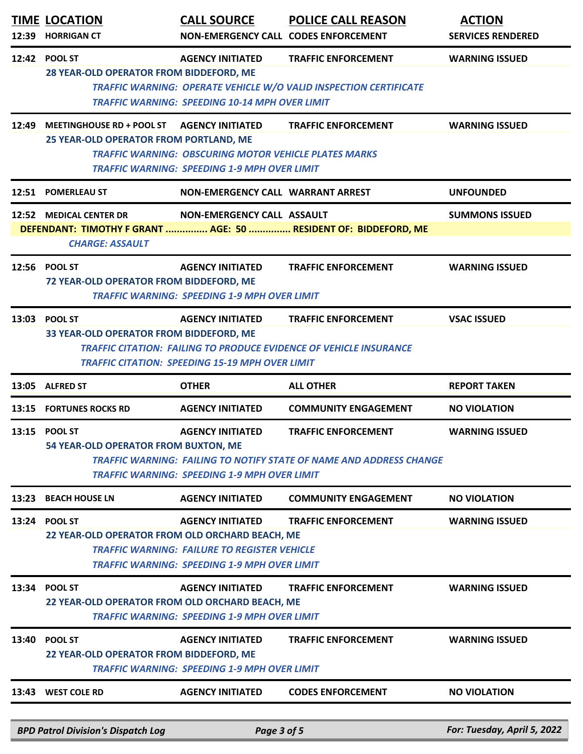| TIME | LOCATION | CALL SOURCE | POLICE CALL REASON | ACTION |
|---|---|---|---|---|
| 12:39 | HORRIGAN CT | NON-EMERGENCY CALL | CODES ENFORCEMENT | SERVICES RENDERED |
| 12:42 | POOL ST | AGENCY INITIATED | TRAFFIC ENFORCEMENT | WARNING ISSUED |

28 YEAR-OLD OPERATOR FROM BIDDEFORD, ME

*TRAFFIC WARNING: OPERATE VEHICLE W/O VALID INSPECTION CERTIFICATE*

*TRAFFIC WARNING: SPEEDING 10-14 MPH OVER LIMIT*

| TIME | LOCATION | CALL SOURCE | POLICE CALL REASON | ACTION |
|---|---|---|---|---|
| 12:49 | MEETINGHOUSE RD + POOL ST | AGENCY INITIATED | TRAFFIC ENFORCEMENT | WARNING ISSUED |

25 YEAR-OLD OPERATOR FROM PORTLAND, ME

*TRAFFIC WARNING: OBSCURING MOTOR VEHICLE PLATES MARKS*

*TRAFFIC WARNING: SPEEDING 1-9 MPH OVER LIMIT*

| TIME | LOCATION | CALL SOURCE | POLICE CALL REASON | ACTION |
|---|---|---|---|---|
| 12:51 | POMERLEAU ST | NON-EMERGENCY CALL | WARRANT ARREST | UNFOUNDED |
| 12:52 | MEDICAL CENTER DR | NON-EMERGENCY CALL | ASSAULT | SUMMONS ISSUED |

DEFENDANT: TIMOTHY F GRANT ............... AGE: 50 ............... RESIDENT OF: BIDDEFORD, ME

*CHARGE: ASSAULT*

| TIME | LOCATION | CALL SOURCE | POLICE CALL REASON | ACTION |
|---|---|---|---|---|
| 12:56 | POOL ST | AGENCY INITIATED | TRAFFIC ENFORCEMENT | WARNING ISSUED |

72 YEAR-OLD OPERATOR FROM BIDDEFORD, ME

*TRAFFIC WARNING: SPEEDING 1-9 MPH OVER LIMIT*

| TIME | LOCATION | CALL SOURCE | POLICE CALL REASON | ACTION |
|---|---|---|---|---|
| 13:03 | POOL ST | AGENCY INITIATED | TRAFFIC ENFORCEMENT | VSAC ISSUED |

33 YEAR-OLD OPERATOR FROM BIDDEFORD, ME

*TRAFFIC CITATION: FAILING TO PRODUCE EVIDENCE OF VEHICLE INSURANCE*

*TRAFFIC CITATION: SPEEDING 15-19 MPH OVER LIMIT*

| TIME | LOCATION | CALL SOURCE | POLICE CALL REASON | ACTION |
|---|---|---|---|---|
| 13:05 | ALFRED ST | OTHER | ALL OTHER | REPORT TAKEN |
| 13:15 | FORTUNES ROCKS RD | AGENCY INITIATED | COMMUNITY ENGAGEMENT | NO VIOLATION |
| 13:15 | POOL ST | AGENCY INITIATED | TRAFFIC ENFORCEMENT | WARNING ISSUED |

54 YEAR-OLD OPERATOR FROM BUXTON, ME

*TRAFFIC WARNING: FAILING TO NOTIFY STATE OF NAME AND ADDRESS CHANGE*

*TRAFFIC WARNING: SPEEDING 1-9 MPH OVER LIMIT*

| TIME | LOCATION | CALL SOURCE | POLICE CALL REASON | ACTION |
|---|---|---|---|---|
| 13:23 | BEACH HOUSE LN | AGENCY INITIATED | COMMUNITY ENGAGEMENT | NO VIOLATION |
| 13:24 | POOL ST | AGENCY INITIATED | TRAFFIC ENFORCEMENT | WARNING ISSUED |

22 YEAR-OLD OPERATOR FROM OLD ORCHARD BEACH, ME

*TRAFFIC WARNING: FAILURE TO REGISTER VEHICLE*

*TRAFFIC WARNING: SPEEDING 1-9 MPH OVER LIMIT*

| TIME | LOCATION | CALL SOURCE | POLICE CALL REASON | ACTION |
|---|---|---|---|---|
| 13:34 | POOL ST | AGENCY INITIATED | TRAFFIC ENFORCEMENT | WARNING ISSUED |

22 YEAR-OLD OPERATOR FROM OLD ORCHARD BEACH, ME

*TRAFFIC WARNING: SPEEDING 1-9 MPH OVER LIMIT*

| TIME | LOCATION | CALL SOURCE | POLICE CALL REASON | ACTION |
|---|---|---|---|---|
| 13:40 | POOL ST | AGENCY INITIATED | TRAFFIC ENFORCEMENT | WARNING ISSUED |

22 YEAR-OLD OPERATOR FROM BIDDEFORD, ME

*TRAFFIC WARNING: SPEEDING 1-9 MPH OVER LIMIT*

| TIME | LOCATION | CALL SOURCE | POLICE CALL REASON | ACTION |
|---|---|---|---|---|
| 13:43 | WEST COLE RD | AGENCY INITIATED | CODES ENFORCEMENT | NO VIOLATION |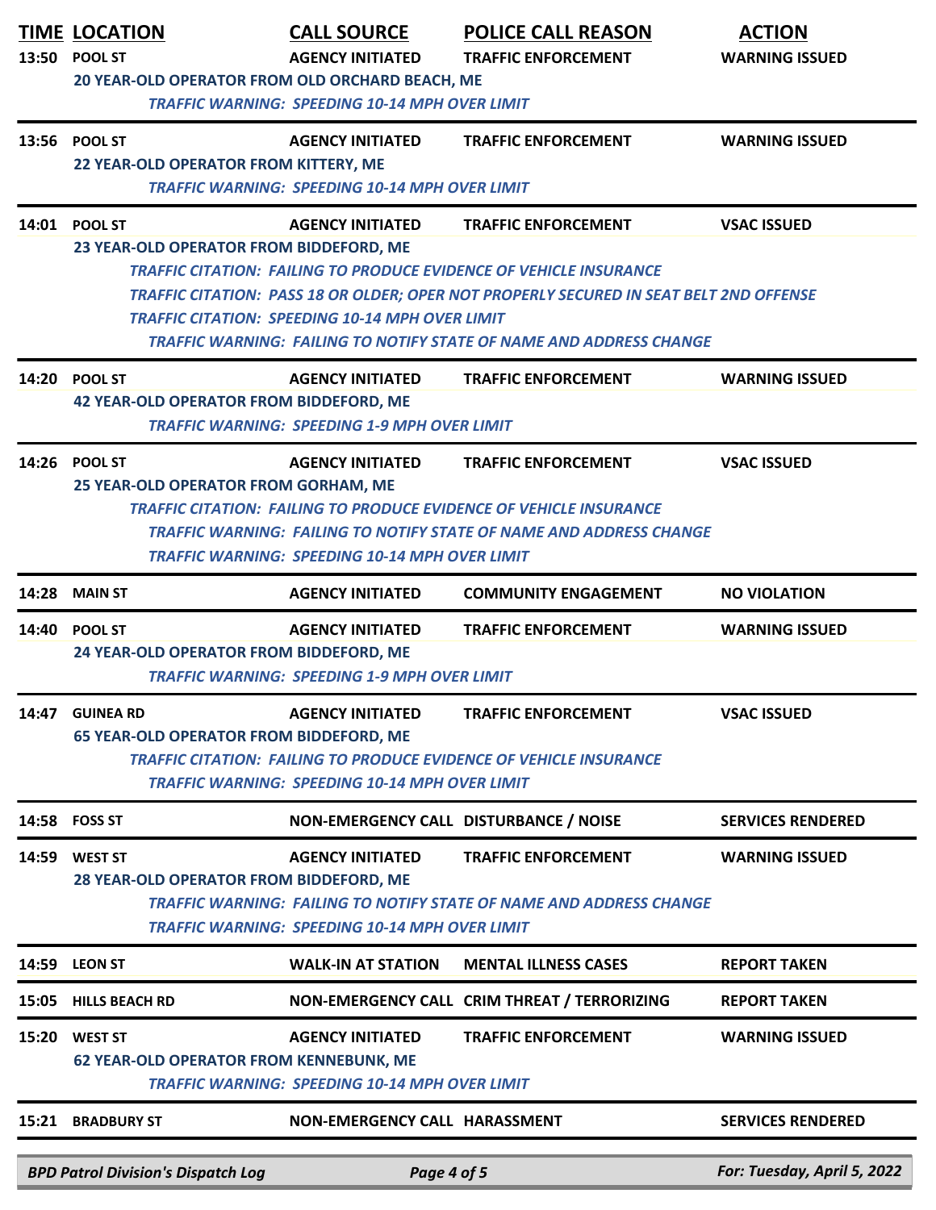| TIME | LOCATION | CALL SOURCE | POLICE CALL REASON | ACTION |
|---|---|---|---|---|
| 13:50 | POOL ST | AGENCY INITIATED | TRAFFIC ENFORCEMENT | WARNING ISSUED |
| | 20 YEAR-OLD OPERATOR FROM OLD ORCHARD BEACH, ME | | | |
| | *TRAFFIC WARNING: SPEEDING 10-14 MPH OVER LIMIT* | | | |
| 13:56 | POOL ST | AGENCY INITIATED | TRAFFIC ENFORCEMENT | WARNING ISSUED |
| | 22 YEAR-OLD OPERATOR FROM KITTERY, ME | | | |
| | *TRAFFIC WARNING: SPEEDING 10-14 MPH OVER LIMIT* | | | |
| 14:01 | POOL ST | AGENCY INITIATED | TRAFFIC ENFORCEMENT | VSAC ISSUED |
| | 23 YEAR-OLD OPERATOR FROM BIDDEFORD, ME | | | |
| | *TRAFFIC CITATION: FAILING TO PRODUCE EVIDENCE OF VEHICLE INSURANCE* | | | |
| | *TRAFFIC CITATION: PASS 18 OR OLDER; OPER NOT PROPERLY SECURED IN SEAT BELT 2ND OFFENSE* | | | |
| | *TRAFFIC CITATION: SPEEDING 10-14 MPH OVER LIMIT* | | | |
| | *TRAFFIC WARNING: FAILING TO NOTIFY STATE OF NAME AND ADDRESS CHANGE* | | | |
| 14:20 | POOL ST | AGENCY INITIATED | TRAFFIC ENFORCEMENT | WARNING ISSUED |
| | 42 YEAR-OLD OPERATOR FROM BIDDEFORD, ME | | | |
| | *TRAFFIC WARNING: SPEEDING 1-9 MPH OVER LIMIT* | | | |
| 14:26 | POOL ST | AGENCY INITIATED | TRAFFIC ENFORCEMENT | VSAC ISSUED |
| | 25 YEAR-OLD OPERATOR FROM GORHAM, ME | | | |
| | *TRAFFIC CITATION: FAILING TO PRODUCE EVIDENCE OF VEHICLE INSURANCE* | | | |
| | *TRAFFIC WARNING: FAILING TO NOTIFY STATE OF NAME AND ADDRESS CHANGE* | | | |
| | *TRAFFIC WARNING: SPEEDING 10-14 MPH OVER LIMIT* | | | |
| 14:28 | MAIN ST | AGENCY INITIATED | COMMUNITY ENGAGEMENT | NO VIOLATION |
| 14:40 | POOL ST | AGENCY INITIATED | TRAFFIC ENFORCEMENT | WARNING ISSUED |
| | 24 YEAR-OLD OPERATOR FROM BIDDEFORD, ME | | | |
| | *TRAFFIC WARNING: SPEEDING 1-9 MPH OVER LIMIT* | | | |
| 14:47 | GUINEA RD | AGENCY INITIATED | TRAFFIC ENFORCEMENT | VSAC ISSUED |
| | 65 YEAR-OLD OPERATOR FROM BIDDEFORD, ME | | | |
| | *TRAFFIC CITATION: FAILING TO PRODUCE EVIDENCE OF VEHICLE INSURANCE* | | | |
| | *TRAFFIC WARNING: SPEEDING 10-14 MPH OVER LIMIT* | | | |
| 14:58 | FOSS ST | NON-EMERGENCY CALL | DISTURBANCE / NOISE | SERVICES RENDERED |
| 14:59 | WEST ST | AGENCY INITIATED | TRAFFIC ENFORCEMENT | WARNING ISSUED |
| | 28 YEAR-OLD OPERATOR FROM BIDDEFORD, ME | | | |
| | *TRAFFIC WARNING: FAILING TO NOTIFY STATE OF NAME AND ADDRESS CHANGE* | | | |
| | *TRAFFIC WARNING: SPEEDING 10-14 MPH OVER LIMIT* | | | |
| 14:59 | LEON ST | WALK-IN AT STATION | MENTAL ILLNESS CASES | REPORT TAKEN |
| 15:05 | HILLS BEACH RD | NON-EMERGENCY CALL | CRIM THREAT / TERRORIZING | REPORT TAKEN |
| 15:20 | WEST ST | AGENCY INITIATED | TRAFFIC ENFORCEMENT | WARNING ISSUED |
| | 62 YEAR-OLD OPERATOR FROM KENNEBUNK, ME | | | |
| | *TRAFFIC WARNING: SPEEDING 10-14 MPH OVER LIMIT* | | | |
| 15:21 | BRADBURY ST | NON-EMERGENCY CALL | HARASSMENT | SERVICES RENDERED |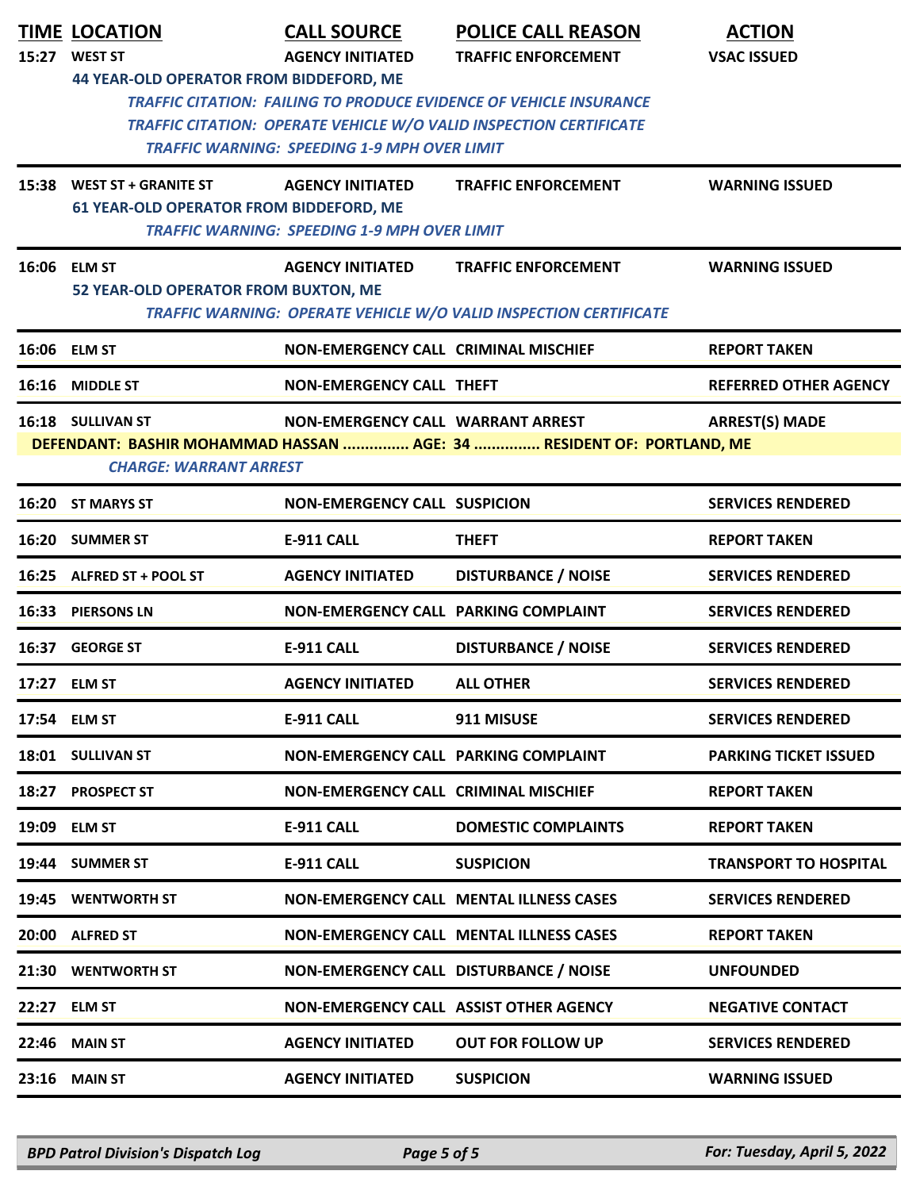| TIME | LOCATION | CALL SOURCE | POLICE CALL REASON | ACTION |
|---|---|---|---|---|
| 15:27 | WEST ST | AGENCY INITIATED | TRAFFIC ENFORCEMENT | VSAC ISSUED |
| | 44 YEAR-OLD OPERATOR FROM BIDDEFORD, ME | | | |
| | *TRAFFIC CITATION: FAILING TO PRODUCE EVIDENCE OF VEHICLE INSURANCE* | | | |
| | *TRAFFIC CITATION: OPERATE VEHICLE W/O VALID INSPECTION CERTIFICATE* | | | |
| | *TRAFFIC WARNING: SPEEDING 1-9 MPH OVER LIMIT* | | | |
| 15:38 | WEST ST + GRANITE ST | AGENCY INITIATED | TRAFFIC ENFORCEMENT | WARNING ISSUED |
| | 61 YEAR-OLD OPERATOR FROM BIDDEFORD, ME | | | |
| | *TRAFFIC WARNING: SPEEDING 1-9 MPH OVER LIMIT* | | | |
| 16:06 | ELM ST | AGENCY INITIATED | TRAFFIC ENFORCEMENT | WARNING ISSUED |
| | 52 YEAR-OLD OPERATOR FROM BUXTON, ME | | | |
| | *TRAFFIC WARNING: OPERATE VEHICLE W/O VALID INSPECTION CERTIFICATE* | | | |
| 16:06 | ELM ST | NON-EMERGENCY CALL | CRIMINAL MISCHIEF | REPORT TAKEN |
| 16:16 | MIDDLE ST | NON-EMERGENCY CALL | THEFT | REFERRED OTHER AGENCY |
| 16:18 | SULLIVAN ST | NON-EMERGENCY CALL | WARRANT ARREST | ARREST(S) MADE |
| | DEFENDANT: BASHIR MOHAMMAD HASSAN ............... AGE: 34 ............... RESIDENT OF: PORTLAND, ME | | | |
| | *CHARGE: WARRANT ARREST* | | | |
| 16:20 | ST MARYS ST | NON-EMERGENCY CALL | SUSPICION | SERVICES RENDERED |
| 16:20 | SUMMER ST | E-911 CALL | THEFT | REPORT TAKEN |
| 16:25 | ALFRED ST + POOL ST | AGENCY INITIATED | DISTURBANCE / NOISE | SERVICES RENDERED |
| 16:33 | PIERSONS LN | NON-EMERGENCY CALL | PARKING COMPLAINT | SERVICES RENDERED |
| 16:37 | GEORGE ST | E-911 CALL | DISTURBANCE / NOISE | SERVICES RENDERED |
| 17:27 | ELM ST | AGENCY INITIATED | ALL OTHER | SERVICES RENDERED |
| 17:54 | ELM ST | E-911 CALL | 911 MISUSE | SERVICES RENDERED |
| 18:01 | SULLIVAN ST | NON-EMERGENCY CALL | PARKING COMPLAINT | PARKING TICKET ISSUED |
| 18:27 | PROSPECT ST | NON-EMERGENCY CALL | CRIMINAL MISCHIEF | REPORT TAKEN |
| 19:09 | ELM ST | E-911 CALL | DOMESTIC COMPLAINTS | REPORT TAKEN |
| 19:44 | SUMMER ST | E-911 CALL | SUSPICION | TRANSPORT TO HOSPITAL |
| 19:45 | WENTWORTH ST | NON-EMERGENCY CALL | MENTAL ILLNESS CASES | SERVICES RENDERED |
| 20:00 | ALFRED ST | NON-EMERGENCY CALL | MENTAL ILLNESS CASES | REPORT TAKEN |
| 21:30 | WENTWORTH ST | NON-EMERGENCY CALL | DISTURBANCE / NOISE | UNFOUNDED |
| 22:27 | ELM ST | NON-EMERGENCY CALL | ASSIST OTHER AGENCY | NEGATIVE CONTACT |
| 22:46 | MAIN ST | AGENCY INITIATED | OUT FOR FOLLOW UP | SERVICES RENDERED |
| 23:16 | MAIN ST | AGENCY INITIATED | SUSPICION | WARNING ISSUED |